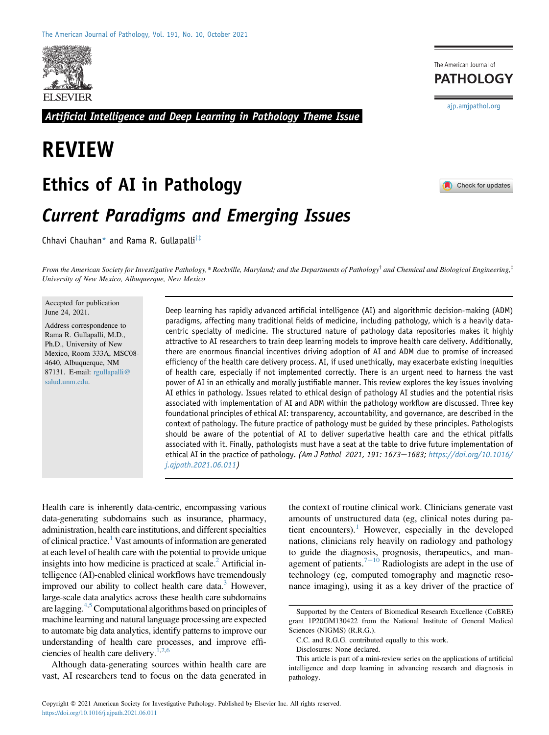Artificial Intelligence and Deep Learning in Pathology Theme Issue

# REVIEW

# Ethics of AI in Pathology

## *Current Paradigms and Emerging Issues*

Chhavi Chauhan* and Rama R. Gullapalli[†‡]

*From the American Society for Investigative Pathology,\* Rockville, Maryland; and the Departments of Pathology[†] and Chemical and Biological Engineering,[‡] University of New Mexico, Albuquerque, New Mexico*

Accepted for publication June 24, 2021.

Address correspondence to Rama R. Gullapalli, M.D., Ph.D., University of New Mexico, Room 333A, MSC08-4640, Albuquerque, NM 87131. E-mail: rgullapalli@salud.unm.edu.

Deep learning has rapidly advanced artificial intelligence (AI) and algorithmic decision-making (ADM) paradigms, affecting many traditional fields of medicine, including pathology, which is a heavily data-centric specialty of medicine. The structured nature of pathology data repositories makes it highly attractive to AI researchers to train deep learning models to improve health care delivery. Additionally, there are enormous financial incentives driving adoption of AI and ADM due to promise of increased efficiency of the health care delivery process. AI, if used unethically, may exacerbate existing inequities of health care, especially if not implemented correctly. There is an urgent need to harness the vast power of AI in an ethically and morally justifiable manner. This review explores the key issues involving AI ethics in pathology. Issues related to ethical design of pathology AI studies and the potential risks associated with implementation of AI and ADM within the pathology workflow are discussed. Three key foundational principles of ethical AI: transparency, accountability, and governance, are described in the context of pathology. The future practice of pathology must be guided by these principles. Pathologists should be aware of the potential of AI to deliver superlative health care and the ethical pitfalls associated with it. Finally, pathologists must have a seat at the table to drive future implementation of ethical AI in the practice of pathology. *(Am J Pathol 2021, 191: 1673–1683; https://doi.org/10.1016/j.ajpath.2021.06.011)*

Health care is inherently data-centric, encompassing various data-generating subdomains such as insurance, pharmacy, administration, health care institutions, and different specialties of clinical practice.[1] Vast amounts of information are generated at each level of health care with the potential to provide unique insights into how medicine is practiced at scale.[2] Artificial intelligence (AI)-enabled clinical workflows have tremendously improved our ability to collect health care data.[3] However, large-scale data analytics across these health care subdomains are lagging.[4,5] Computational algorithms based on principles of machine learning and natural language processing are expected to automate big data analytics, identify patterns to improve our understanding of health care processes, and improve efficiencies of health care delivery.[1,2,6]

Although data-generating sources within health care are vast, AI researchers tend to focus on the data generated in the context of routine clinical work. Clinicians generate vast amounts of unstructured data (eg, clinical notes during patient encounters).[1] However, especially in the developed nations, clinicians rely heavily on radiology and pathology to guide the diagnosis, prognosis, therapeutics, and management of patients.[7–10] Radiologists are adept in the use of technology (eg, computed tomography and magnetic resonance imaging), using it as a key driver of the practice of

Supported by the Centers of Biomedical Research Excellence (CoBRE) grant 1P20GM130422 from the National Institute of General Medical Sciences (NIGMS) (R.R.G.).

C.C. and R.G.G. contributed equally to this work.

Disclosures: None declared.

This article is part of a mini-review series on the applications of artificial intelligence and deep learning in advancing research and diagnosis in pathology.

Copyright © 2021 American Society for Investigative Pathology. Published by Elsevier Inc. All rights reserved.
https://doi.org/10.1016/j.ajpath.2021.06.011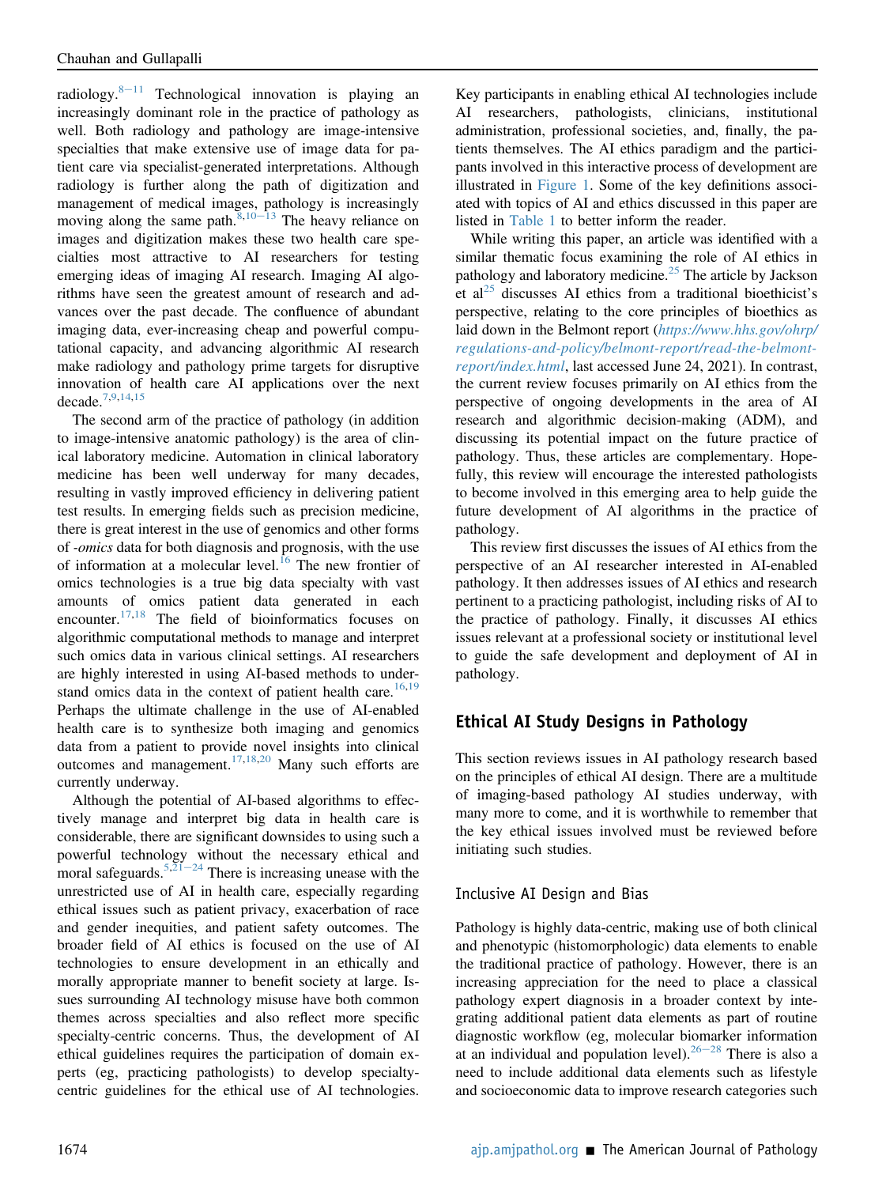radiology.[8–11] Technological innovation is playing an increasingly dominant role in the practice of pathology as well. Both radiology and pathology are image-intensive specialties that make extensive use of image data for patient care via specialist-generated interpretations. Although radiology is further along the path of digitization and management of medical images, pathology is increasingly moving along the same path.[8,10–13] The heavy reliance on images and digitization makes these two health care specialties most attractive to AI researchers for testing emerging ideas of imaging AI research. Imaging AI algorithms have seen the greatest amount of research and advances over the past decade. The confluence of abundant imaging data, ever-increasing cheap and powerful computational capacity, and advancing algorithmic AI research make radiology and pathology prime targets for disruptive innovation of health care AI applications over the next decade.[7,9,14,15]

The second arm of the practice of pathology (in addition to image-intensive anatomic pathology) is the area of clinical laboratory medicine. Automation in clinical laboratory medicine has been well underway for many decades, resulting in vastly improved efficiency in delivering patient test results. In emerging fields such as precision medicine, there is great interest in the use of genomics and other forms of *-omics* data for both diagnosis and prognosis, with the use of information at a molecular level.[16] The new frontier of omics technologies is a true big data specialty with vast amounts of omics patient data generated in each encounter.[17,18] The field of bioinformatics focuses on algorithmic computational methods to manage and interpret such omics data in various clinical settings. AI researchers are highly interested in using AI-based methods to understand omics data in the context of patient health care.[16,19] Perhaps the ultimate challenge in the use of AI-enabled health care is to synthesize both imaging and genomics data from a patient to provide novel insights into clinical outcomes and management.[17,18,20] Many such efforts are currently underway.

Although the potential of AI-based algorithms to effectively manage and interpret big data in health care is considerable, there are significant downsides to using such a powerful technology without the necessary ethical and moral safeguards.[5,21–24] There is increasing unease with the unrestricted use of AI in health care, especially regarding ethical issues such as patient privacy, exacerbation of race and gender inequities, and patient safety outcomes. The broader field of AI ethics is focused on the use of AI technologies to ensure development in an ethically and morally appropriate manner to benefit society at large. Issues surrounding AI technology misuse have both common themes across specialties and also reflect more specific specialty-centric concerns. Thus, the development of AI ethical guidelines requires the participation of domain experts (eg, practicing pathologists) to develop specialty-centric guidelines for the ethical use of AI technologies. Key participants in enabling ethical AI technologies include AI researchers, pathologists, clinicians, institutional administration, professional societies, and, finally, the patients themselves. The AI ethics paradigm and the participants involved in this interactive process of development are illustrated in Figure 1. Some of the key definitions associated with topics of AI and ethics discussed in this paper are listed in Table 1 to better inform the reader.

While writing this paper, an article was identified with a similar thematic focus examining the role of AI ethics in pathology and laboratory medicine.[25] The article by Jackson et al[25] discusses AI ethics from a traditional bioethicist's perspective, relating to the core principles of bioethics as laid down in the Belmont report (*https://www.hhs.gov/ohrp/regulations-and-policy/belmont-report/read-the-belmont-report/index.html*, last accessed June 24, 2021). In contrast, the current review focuses primarily on AI ethics from the perspective of ongoing developments in the area of AI research and algorithmic decision-making (ADM), and discussing its potential impact on the future practice of pathology. Thus, these articles are complementary. Hopefully, this review will encourage the interested pathologists to become involved in this emerging area to help guide the future development of AI algorithms in the practice of pathology.

This review first discusses the issues of AI ethics from the perspective of an AI researcher interested in AI-enabled pathology. It then addresses issues of AI ethics and research pertinent to a practicing pathologist, including risks of AI to the practice of pathology. Finally, it discusses AI ethics issues relevant at a professional society or institutional level to guide the safe development and deployment of AI in pathology.

## Ethical AI Study Designs in Pathology

This section reviews issues in AI pathology research based on the principles of ethical AI design. There are a multitude of imaging-based pathology AI studies underway, with many more to come, and it is worthwhile to remember that the key ethical issues involved must be reviewed before initiating such studies.

### Inclusive AI Design and Bias

Pathology is highly data-centric, making use of both clinical and phenotypic (histomorphologic) data elements to enable the traditional practice of pathology. However, there is an increasing appreciation for the need to place a classical pathology expert diagnosis in a broader context by integrating additional patient data elements as part of routine diagnostic workflow (eg, molecular biomarker information at an individual and population level).[26–28] There is also a need to include additional data elements such as lifestyle and socioeconomic data to improve research categories such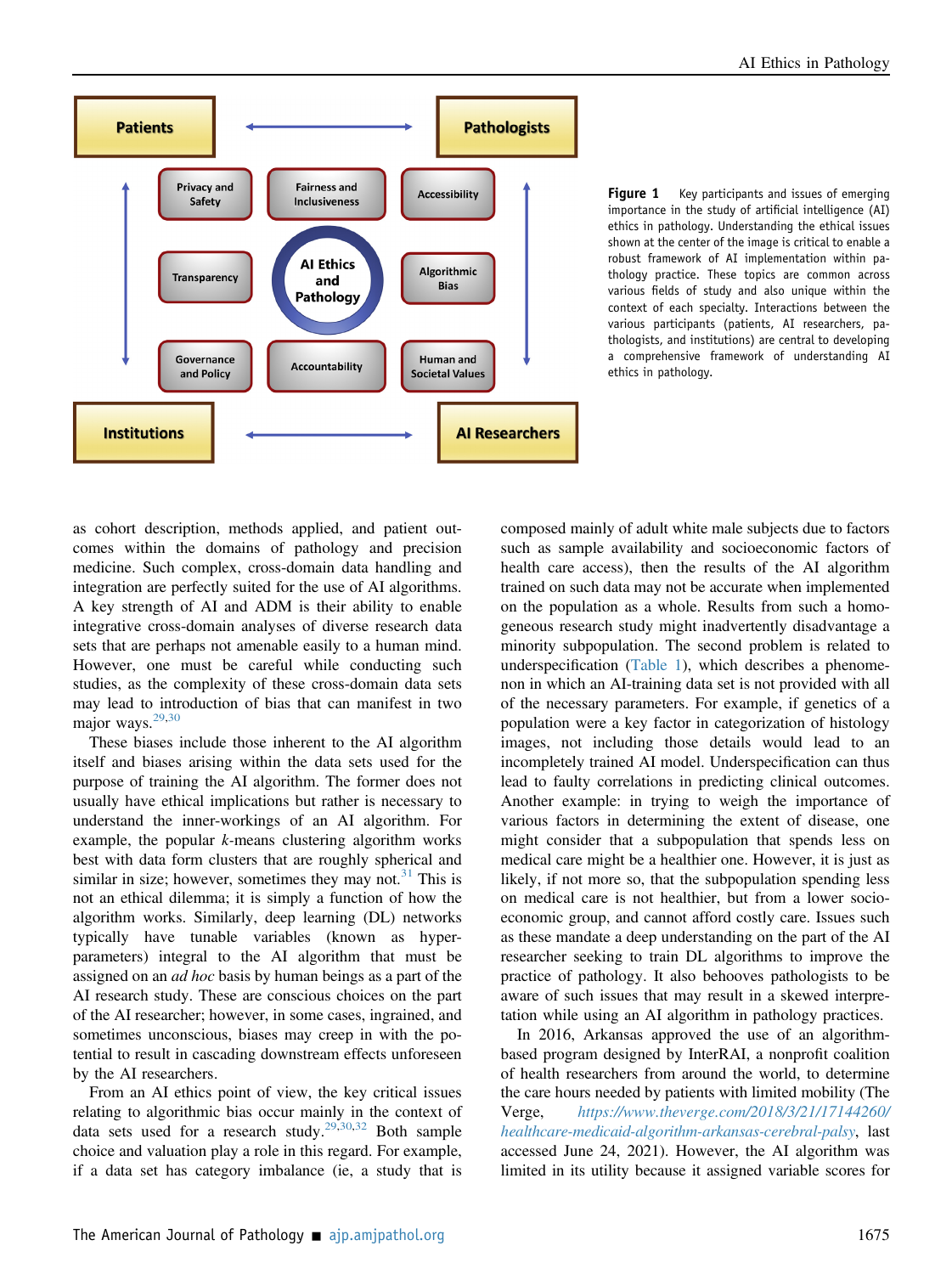Figure 1 Key participants and issues of emerging importance in the study of artificial intelligence (AI) ethics in pathology. Understanding the ethical issues shown at the center of the image is critical to enable a robust framework of AI implementation within pathology practice. These topics are common across various fields of study and also unique within the context of each specialty. Interactions between the various participants (patients, AI researchers, pathologists, and institutions) are central to developing a comprehensive framework of understanding AI ethics in pathology.

as cohort description, methods applied, and patient outcomes within the domains of pathology and precision medicine. Such complex, cross-domain data handling and integration are perfectly suited for the use of AI algorithms. A key strength of AI and ADM is their ability to enable integrative cross-domain analyses of diverse research data sets that are perhaps not amenable easily to a human mind. However, one must be careful while conducting such studies, as the complexity of these cross-domain data sets may lead to introduction of bias that can manifest in two major ways.[29,30]

These biases include those inherent to the AI algorithm itself and biases arising within the data sets used for the purpose of training the AI algorithm. The former does not usually have ethical implications but rather is necessary to understand the inner-workings of an AI algorithm. For example, the popular $k$-means clustering algorithm works best with data form clusters that are roughly spherical and similar in size; however, sometimes they may not.[31] This is not an ethical dilemma; it is simply a function of how the algorithm works. Similarly, deep learning (DL) networks typically have tunable variables (known as hyperparameters) integral to the AI algorithm that must be assigned on an *ad hoc* basis by human beings as a part of the AI research study. These are conscious choices on the part of the AI researcher; however, in some cases, ingrained, and sometimes unconscious, biases may creep in with the potential to result in cascading downstream effects unforeseen by the AI researchers.

From an AI ethics point of view, the key critical issues relating to algorithmic bias occur mainly in the context of data sets used for a research study.[29,30,32] Both sample choice and valuation play a role in this regard. For example, if a data set has category imbalance (ie, a study that is composed mainly of adult white male subjects due to factors such as sample availability and socioeconomic factors of health care access), then the results of the AI algorithm trained on such data may not be accurate when implemented on the population as a whole. Results from such a homogeneous research study might inadvertently disadvantage a minority subpopulation. The second problem is related to underspecification (Table 1), which describes a phenomenon in which an AI-training data set is not provided with all of the necessary parameters. For example, if genetics of a population were a key factor in categorization of histology images, not including those details would lead to an incompletely trained AI model. Underspecification can thus lead to faulty correlations in predicting clinical outcomes. Another example: in trying to weigh the importance of various factors in determining the extent of disease, one might consider that a subpopulation that spends less on medical care might be a healthier one. However, it is just as likely, if not more so, that the subpopulation spending less on medical care is not healthier, but from a lower socioeconomic group, and cannot afford costly care. Issues such as these mandate a deep understanding on the part of the AI researcher seeking to train DL algorithms to improve the practice of pathology. It also behooves pathologists to be aware of such issues that may result in a skewed interpretation while using an AI algorithm in pathology practices.

In 2016, Arkansas approved the use of an algorithm-based program designed by InterRAI, a nonprofit coalition of health researchers from around the world, to determine the care hours needed by patients with limited mobility (The Verge, *https://www.theverge.com/2018/3/21/17144260/healthcare-medicaid-algorithm-arkansas-cerebral-palsy*, last accessed June 24, 2021). However, the AI algorithm was limited in its utility because it assigned variable scores for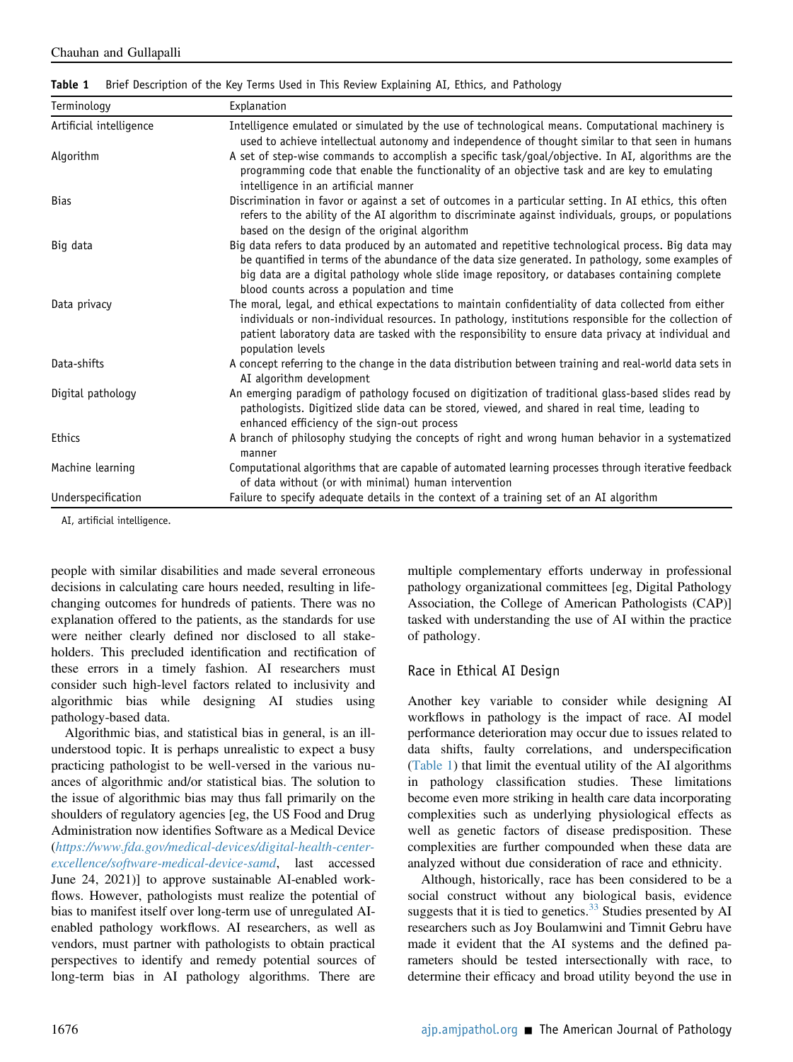**Table 1** Brief Description of the Key Terms Used in This Review Explaining AI, Ethics, and Pathology

| Terminology | Explanation |
|---|---|
| Artificial intelligence | Intelligence emulated or simulated by the use of technological means. Computational machinery is used to achieve intellectual autonomy and independence of thought similar to that seen in humans |
| Algorithm | A set of step-wise commands to accomplish a specific task/goal/objective. In AI, algorithms are the programming code that enable the functionality of an objective task and are key to emulating intelligence in an artificial manner |
| Bias | Discrimination in favor or against a set of outcomes in a particular setting. In AI ethics, this often refers to the ability of the AI algorithm to discriminate against individuals, groups, or populations based on the design of the original algorithm |
| Big data | Big data refers to data produced by an automated and repetitive technological process. Big data may be quantified in terms of the abundance of the data size generated. In pathology, some examples of big data are a digital pathology whole slide image repository, or databases containing complete blood counts across a population and time |
| Data privacy | The moral, legal, and ethical expectations to maintain confidentiality of data collected from either individuals or non-individual resources. In pathology, institutions responsible for the collection of patient laboratory data are tasked with the responsibility to ensure data privacy at individual and population levels |
| Data-shifts | A concept referring to the change in the data distribution between training and real-world data sets in AI algorithm development |
| Digital pathology | An emerging paradigm of pathology focused on digitization of traditional glass-based slides read by pathologists. Digitized slide data can be stored, viewed, and shared in real time, leading to enhanced efficiency of the sign-out process |
| Ethics | A branch of philosophy studying the concepts of right and wrong human behavior in a systematized manner |
| Machine learning | Computational algorithms that are capable of automated learning processes through iterative feedback of data without (or with minimal) human intervention |
| Underspecification | Failure to specify adequate details in the context of a training set of an AI algorithm |

AI, artificial intelligence.

people with similar disabilities and made several erroneous decisions in calculating care hours needed, resulting in life-changing outcomes for hundreds of patients. There was no explanation offered to the patients, as the standards for use were neither clearly defined nor disclosed to all stakeholders. This precluded identification and rectification of these errors in a timely fashion. AI researchers must consider such high-level factors related to inclusivity and algorithmic bias while designing AI studies using pathology-based data.

Algorithmic bias, and statistical bias in general, is an ill-understood topic. It is perhaps unrealistic to expect a busy practicing pathologist to be well-versed in the various nuances of algorithmic and/or statistical bias. The solution to the issue of algorithmic bias may thus fall primarily on the shoulders of regulatory agencies [eg, the US Food and Drug Administration now identifies Software as a Medical Device (*https://www.fda.gov/medical-devices/digital-health-center-excellence/software-medical-device-samd*, last accessed June 24, 2021)] to approve sustainable AI-enabled workflows. However, pathologists must realize the potential of bias to manifest itself over long-term use of unregulated AI-enabled pathology workflows. AI researchers, as well as vendors, must partner with pathologists to obtain practical perspectives to identify and remedy potential sources of long-term bias in AI pathology algorithms. There are multiple complementary efforts underway in professional pathology organizational committees [eg, Digital Pathology Association, the College of American Pathologists (CAP)] tasked with understanding the use of AI within the practice of pathology.

## Race in Ethical AI Design

Another key variable to consider while designing AI workflows in pathology is the impact of race. AI model performance deterioration may occur due to issues related to data shifts, faulty correlations, and underspecification (Table 1) that limit the eventual utility of the AI algorithms in pathology classification studies. These limitations become even more striking in health care data incorporating complexities such as underlying physiological effects as well as genetic factors of disease predisposition. These complexities are further compounded when these data are analyzed without due consideration of race and ethnicity.

Although, historically, race has been considered to be a social construct without any biological basis, evidence suggests that it is tied to genetics.[33] Studies presented by AI researchers such as Joy Boulamwini and Timnit Gebru have made it evident that the AI systems and the defined parameters should be tested intersectionally with race, to determine their efficacy and broad utility beyond the use in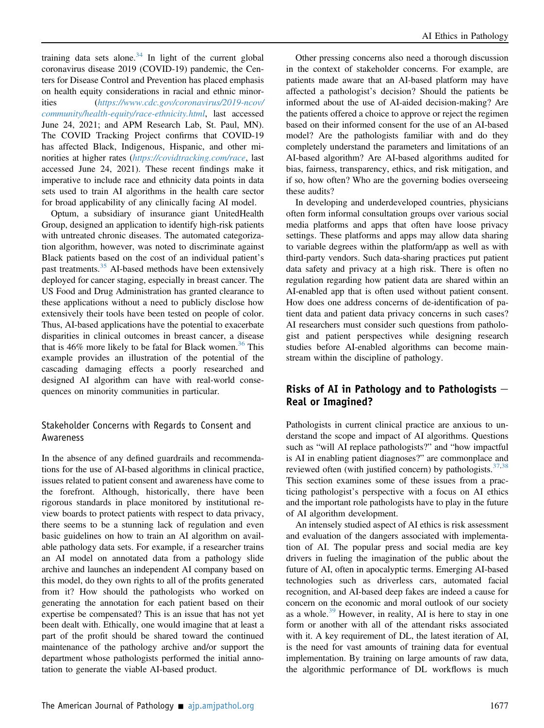training data sets alone.[34] In light of the current global coronavirus disease 2019 (COVID-19) pandemic, the Centers for Disease Control and Prevention has placed emphasis on health equity considerations in racial and ethnic minorities (*https://www.cdc.gov/coronavirus/2019-ncov/community/health-equity/race-ethnicity.html*, last accessed June 24, 2021; and APM Research Lab, St. Paul, MN). The COVID Tracking Project confirms that COVID-19 has affected Black, Indigenous, Hispanic, and other minorities at higher rates (*https://covidtracking.com/race*, last accessed June 24, 2021). These recent findings make it imperative to include race and ethnicity data points in data sets used to train AI algorithms in the health care sector for broad applicability of any clinically facing AI model.

Optum, a subsidiary of insurance giant UnitedHealth Group, designed an application to identify high-risk patients with untreated chronic diseases. The automated categorization algorithm, however, was noted to discriminate against Black patients based on the cost of an individual patient's past treatments.[35] AI-based methods have been extensively deployed for cancer staging, especially in breast cancer. The US Food and Drug Administration has granted clearance to these applications without a need to publicly disclose how extensively their tools have been tested on people of color. Thus, AI-based applications have the potential to exacerbate disparities in clinical outcomes in breast cancer, a disease that is 46% more likely to be fatal for Black women.[36] This example provides an illustration of the potential of the cascading damaging effects a poorly researched and designed AI algorithm can have with real-world consequences on minority communities in particular.

### Stakeholder Concerns with Regards to Consent and Awareness

In the absence of any defined guardrails and recommendations for the use of AI-based algorithms in clinical practice, issues related to patient consent and awareness have come to the forefront. Although, historically, there have been rigorous standards in place monitored by institutional review boards to protect patients with respect to data privacy, there seems to be a stunning lack of regulation and even basic guidelines on how to train an AI algorithm on available pathology data sets. For example, if a researcher trains an AI model on annotated data from a pathology slide archive and launches an independent AI company based on this model, do they own rights to all of the profits generated from it? How should the pathologists who worked on generating the annotation for each patient based on their expertise be compensated? This is an issue that has not yet been dealt with. Ethically, one would imagine that at least a part of the profit should be shared toward the continued maintenance of the pathology archive and/or support the department whose pathologists performed the initial annotation to generate the viable AI-based product.

Other pressing concerns also need a thorough discussion in the context of stakeholder concerns. For example, are patients made aware that an AI-based platform may have affected a pathologist's decision? Should the patients be informed about the use of AI-aided decision-making? Are the patients offered a choice to approve or reject the regimen based on their informed consent for the use of an AI-based model? Are the pathologists familiar with and do they completely understand the parameters and limitations of an AI-based algorithm? Are AI-based algorithms audited for bias, fairness, transparency, ethics, and risk mitigation, and if so, how often? Who are the governing bodies overseeing these audits?

In developing and underdeveloped countries, physicians often form informal consultation groups over various social media platforms and apps that often have loose privacy settings. These platforms and apps may allow data sharing to variable degrees within the platform/app as well as with third-party vendors. Such data-sharing practices put patient data safety and privacy at a high risk. There is often no regulation regarding how patient data are shared within an AI-enabled app that is often used without patient consent. How does one address concerns of de-identification of patient data and patient data privacy concerns in such cases? AI researchers must consider such questions from pathologist and patient perspectives while designing research studies before AI-enabled algorithms can become mainstream within the discipline of pathology.

## Risks of AI in Pathology and to Pathologists — Real or Imagined?

Pathologists in current clinical practice are anxious to understand the scope and impact of AI algorithms. Questions such as "will AI replace pathologists?" and "how impactful is AI in enabling patient diagnoses?" are commonplace and reviewed often (with justified concern) by pathologists.[37,38] This section examines some of these issues from a practicing pathologist's perspective with a focus on AI ethics and the important role pathologists have to play in the future of AI algorithm development.

An intensely studied aspect of AI ethics is risk assessment and evaluation of the dangers associated with implementation of AI. The popular press and social media are key drivers in fueling the imagination of the public about the future of AI, often in apocalyptic terms. Emerging AI-based technologies such as driverless cars, automated facial recognition, and AI-based deep fakes are indeed a cause for concern on the economic and moral outlook of our society as a whole.[39] However, in reality, AI is here to stay in one form or another with all of the attendant risks associated with it. A key requirement of DL, the latest iteration of AI, is the need for vast amounts of training data for eventual implementation. By training on large amounts of raw data, the algorithmic performance of DL workflows is much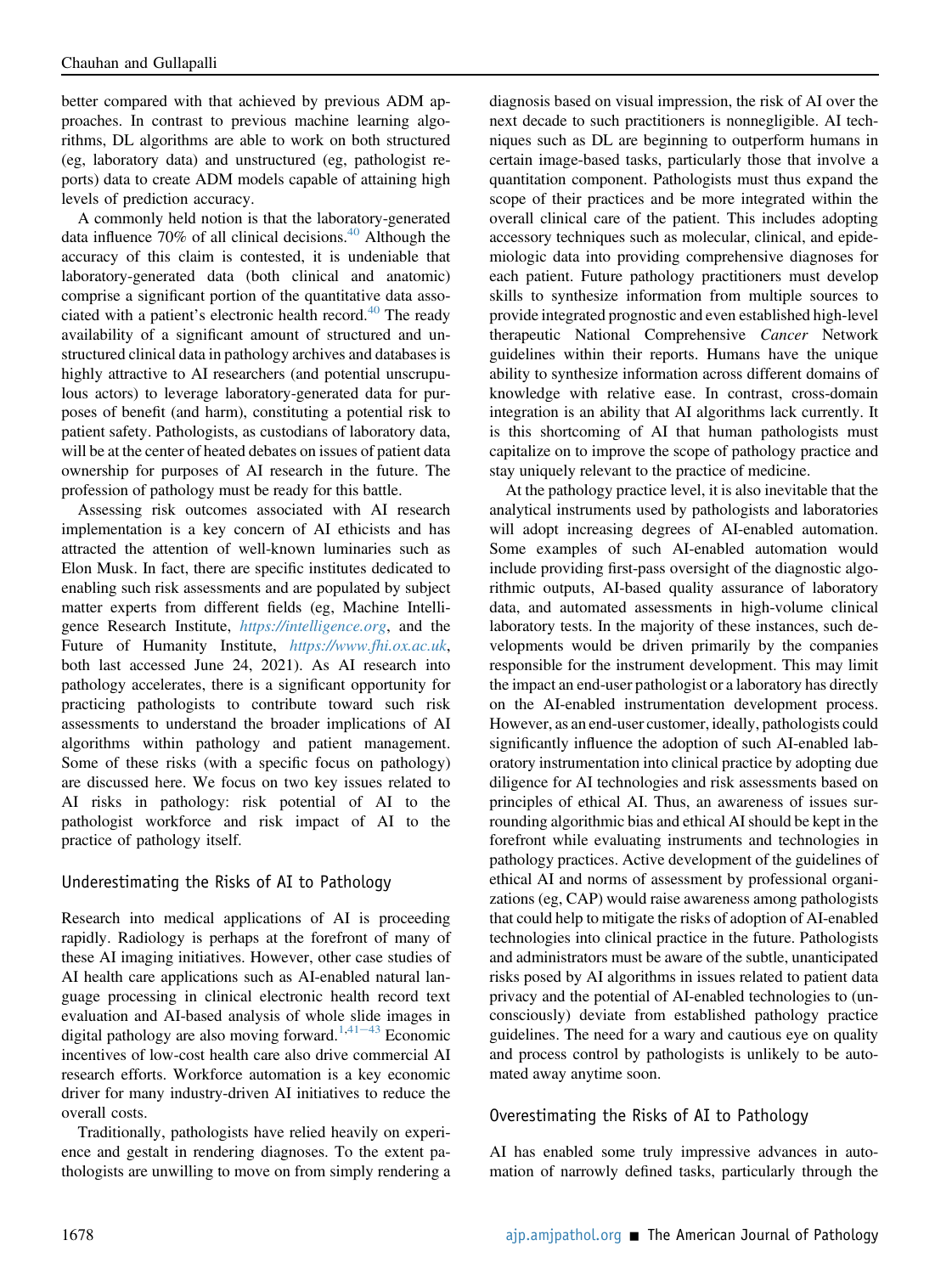better compared with that achieved by previous ADM approaches. In contrast to previous machine learning algorithms, DL algorithms are able to work on both structured (eg, laboratory data) and unstructured (eg, pathologist reports) data to create ADM models capable of attaining high levels of prediction accuracy.

A commonly held notion is that the laboratory-generated data influence 70% of all clinical decisions.[40] Although the accuracy of this claim is contested, it is undeniable that laboratory-generated data (both clinical and anatomic) comprise a significant portion of the quantitative data associated with a patient's electronic health record.[40] The ready availability of a significant amount of structured and unstructured clinical data in pathology archives and databases is highly attractive to AI researchers (and potential unscrupulous actors) to leverage laboratory-generated data for purposes of benefit (and harm), constituting a potential risk to patient safety. Pathologists, as custodians of laboratory data, will be at the center of heated debates on issues of patient data ownership for purposes of AI research in the future. The profession of pathology must be ready for this battle.

Assessing risk outcomes associated with AI research implementation is a key concern of AI ethicists and has attracted the attention of well-known luminaries such as Elon Musk. In fact, there are specific institutes dedicated to enabling such risk assessments and are populated by subject matter experts from different fields (eg, Machine Intelligence Research Institute, *https://intelligence.org*, and the Future of Humanity Institute, *https://www.fhi.ox.ac.uk*, both last accessed June 24, 2021). As AI research into pathology accelerates, there is a significant opportunity for practicing pathologists to contribute toward such risk assessments to understand the broader implications of AI algorithms within pathology and patient management. Some of these risks (with a specific focus on pathology) are discussed here. We focus on two key issues related to AI risks in pathology: risk potential of AI to the pathologist workforce and risk impact of AI to the practice of pathology itself.

## Underestimating the Risks of AI to Pathology

Research into medical applications of AI is proceeding rapidly. Radiology is perhaps at the forefront of many of these AI imaging initiatives. However, other case studies of AI health care applications such as AI-enabled natural language processing in clinical electronic health record text evaluation and AI-based analysis of whole slide images in digital pathology are also moving forward.[1,41–43] Economic incentives of low-cost health care also drive commercial AI research efforts. Workforce automation is a key economic driver for many industry-driven AI initiatives to reduce the overall costs.

Traditionally, pathologists have relied heavily on experience and gestalt in rendering diagnoses. To the extent pathologists are unwilling to move on from simply rendering a diagnosis based on visual impression, the risk of AI over the next decade to such practitioners is nonnegligible. AI techniques such as DL are beginning to outperform humans in certain image-based tasks, particularly those that involve a quantitation component. Pathologists must thus expand the scope of their practices and be more integrated within the overall clinical care of the patient. This includes adopting accessory techniques such as molecular, clinical, and epidemiologic data into providing comprehensive diagnoses for each patient. Future pathology practitioners must develop skills to synthesize information from multiple sources to provide integrated prognostic and even established high-level therapeutic National Comprehensive *Cancer* Network guidelines within their reports. Humans have the unique ability to synthesize information across different domains of knowledge with relative ease. In contrast, cross-domain integration is an ability that AI algorithms lack currently. It is this shortcoming of AI that human pathologists must capitalize on to improve the scope of pathology practice and stay uniquely relevant to the practice of medicine.

At the pathology practice level, it is also inevitable that the analytical instruments used by pathologists and laboratories will adopt increasing degrees of AI-enabled automation. Some examples of such AI-enabled automation would include providing first-pass oversight of the diagnostic algorithmic outputs, AI-based quality assurance of laboratory data, and automated assessments in high-volume clinical laboratory tests. In the majority of these instances, such developments would be driven primarily by the companies responsible for the instrument development. This may limit the impact an end-user pathologist or a laboratory has directly on the AI-enabled instrumentation development process. However, as an end-user customer, ideally, pathologists could significantly influence the adoption of such AI-enabled laboratory instrumentation into clinical practice by adopting due diligence for AI technologies and risk assessments based on principles of ethical AI. Thus, an awareness of issues surrounding algorithmic bias and ethical AI should be kept in the forefront while evaluating instruments and technologies in pathology practices. Active development of the guidelines of ethical AI and norms of assessment by professional organizations (eg, CAP) would raise awareness among pathologists that could help to mitigate the risks of adoption of AI-enabled technologies into clinical practice in the future. Pathologists and administrators must be aware of the subtle, unanticipated risks posed by AI algorithms in issues related to patient data privacy and the potential of AI-enabled technologies to (unconsciously) deviate from established pathology practice guidelines. The need for a wary and cautious eye on quality and process control by pathologists is unlikely to be automated away anytime soon.

## Overestimating the Risks of AI to Pathology

AI has enabled some truly impressive advances in automation of narrowly defined tasks, particularly through the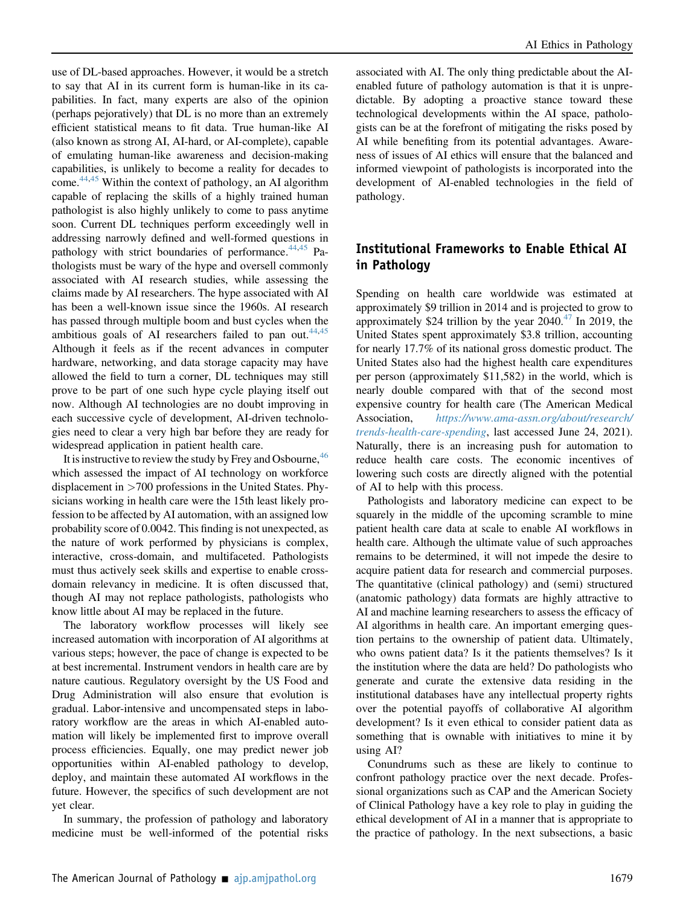use of DL-based approaches. However, it would be a stretch to say that AI in its current form is human-like in its capabilities. In fact, many experts are also of the opinion (perhaps pejoratively) that DL is no more than an extremely efficient statistical means to fit data. True human-like AI (also known as strong AI, AI-hard, or AI-complete), capable of emulating human-like awareness and decision-making capabilities, is unlikely to become a reality for decades to come.[44,45] Within the context of pathology, an AI algorithm capable of replacing the skills of a highly trained human pathologist is also highly unlikely to come to pass anytime soon. Current DL techniques perform exceedingly well in addressing narrowly defined and well-formed questions in pathology with strict boundaries of performance.[44,45] Pathologists must be wary of the hype and oversell commonly associated with AI research studies, while assessing the claims made by AI researchers. The hype associated with AI has been a well-known issue since the 1960s. AI research has passed through multiple boom and bust cycles when the ambitious goals of AI researchers failed to pan out.[44,45] Although it feels as if the recent advances in computer hardware, networking, and data storage capacity may have allowed the field to turn a corner, DL techniques may still prove to be part of one such hype cycle playing itself out now. Although AI technologies are no doubt improving in each successive cycle of development, AI-driven technologies need to clear a very high bar before they are ready for widespread application in patient health care.

It is instructive to review the study by Frey and Osbourne,[46] which assessed the impact of AI technology on workforce displacement in >700 professions in the United States. Physicians working in health care were the 15th least likely profession to be affected by AI automation, with an assigned low probability score of 0.0042. This finding is not unexpected, as the nature of work performed by physicians is complex, interactive, cross-domain, and multifaceted. Pathologists must thus actively seek skills and expertise to enable cross-domain relevancy in medicine. It is often discussed that, though AI may not replace pathologists, pathologists who know little about AI may be replaced in the future.

The laboratory workflow processes will likely see increased automation with incorporation of AI algorithms at various steps; however, the pace of change is expected to be at best incremental. Instrument vendors in health care are by nature cautious. Regulatory oversight by the US Food and Drug Administration will also ensure that evolution is gradual. Labor-intensive and uncompensated steps in laboratory workflow are the areas in which AI-enabled automation will likely be implemented first to improve overall process efficiencies. Equally, one may predict new job opportunities within AI-enabled pathology to develop, deploy, and maintain these automated AI workflows in the future. However, the specifics of such development are not yet clear.

In summary, the profession of pathology and laboratory medicine must be well-informed of the potential risks associated with AI. The only thing predictable about the AI-enabled future of pathology automation is that it is unpredictable. By adopting a proactive stance toward these technological developments within the AI space, pathologists can be at the forefront of mitigating the risks posed by AI while benefiting from its potential advantages. Awareness of issues of AI ethics will ensure that the balanced and informed viewpoint of pathologists is incorporated into the development of AI-enabled technologies in the field of pathology.

## Institutional Frameworks to Enable Ethical AI in Pathology

Spending on health care worldwide was estimated at approximately $9 trillion in 2014 and is projected to grow to approximately $24 trillion by the year 2040.[47] In 2019, the United States spent approximately $3.8 trillion, accounting for nearly 17.7% of its national gross domestic product. The United States also had the highest health care expenditures per person (approximately $11,582) in the world, which is nearly double compared with that of the second most expensive country for health care (The American Medical Association, *https://www.ama-assn.org/about/research/trends-health-care-spending*, last accessed June 24, 2021). Naturally, there is an increasing push for automation to reduce health care costs. The economic incentives of lowering such costs are directly aligned with the potential of AI to help with this process.

Pathologists and laboratory medicine can expect to be squarely in the middle of the upcoming scramble to mine patient health care data at scale to enable AI workflows in health care. Although the ultimate value of such approaches remains to be determined, it will not impede the desire to acquire patient data for research and commercial purposes. The quantitative (clinical pathology) and (semi) structured (anatomic pathology) data formats are highly attractive to AI and machine learning researchers to assess the efficacy of AI algorithms in health care. An important emerging question pertains to the ownership of patient data. Ultimately, who owns patient data? Is it the patients themselves? Is it the institution where the data are held? Do pathologists who generate and curate the extensive data residing in the institutional databases have any intellectual property rights over the potential payoffs of collaborative AI algorithm development? Is it even ethical to consider patient data as something that is ownable with initiatives to mine it by using AI?

Conundrums such as these are likely to continue to confront pathology practice over the next decade. Professional organizations such as CAP and the American Society of Clinical Pathology have a key role to play in guiding the ethical development of AI in a manner that is appropriate to the practice of pathology. In the next subsections, a basic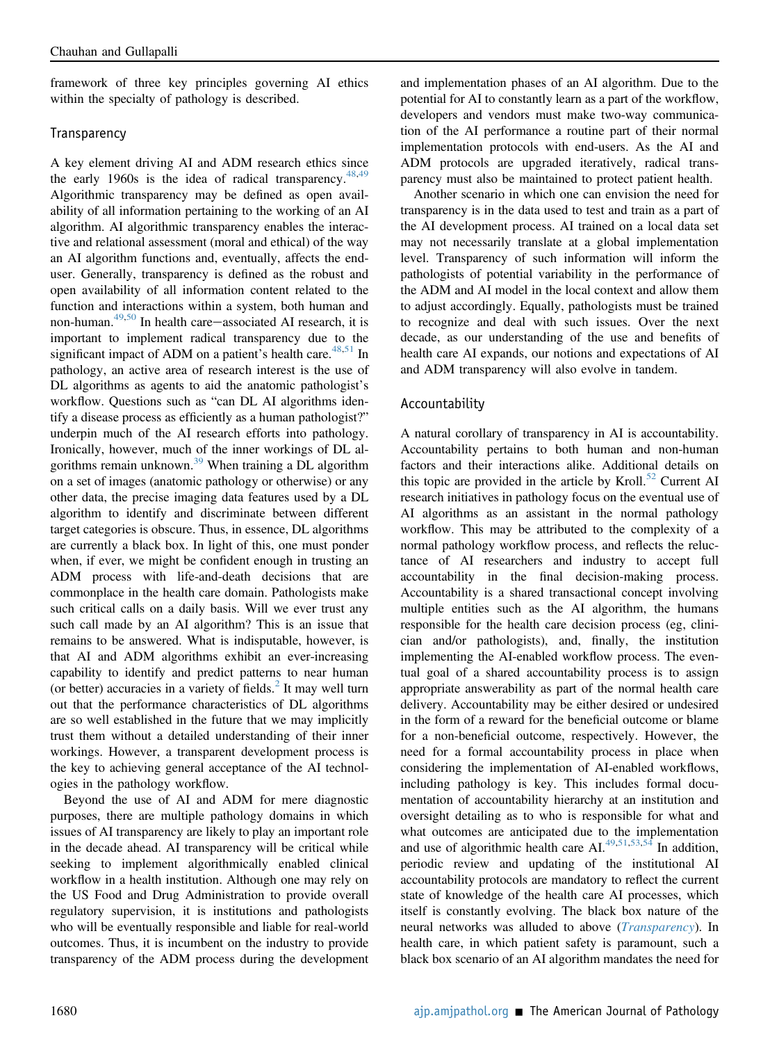framework of three key principles governing AI ethics within the specialty of pathology is described.

## Transparency

A key element driving AI and ADM research ethics since the early 1960s is the idea of radical transparency.[48,49] Algorithmic transparency may be defined as open availability of all information pertaining to the working of an AI algorithm. AI algorithmic transparency enables the interactive and relational assessment (moral and ethical) of the way an AI algorithm functions and, eventually, affects the end-user. Generally, transparency is defined as the robust and open availability of all information content related to the function and interactions within a system, both human and non-human.[49,50] In health care−associated AI research, it is important to implement radical transparency due to the significant impact of ADM on a patient's health care.[48,51] In pathology, an active area of research interest is the use of DL algorithms as agents to aid the anatomic pathologist's workflow. Questions such as "can DL AI algorithms identify a disease process as efficiently as a human pathologist?" underpin much of the AI research efforts into pathology. Ironically, however, much of the inner workings of DL algorithms remain unknown.[39] When training a DL algorithm on a set of images (anatomic pathology or otherwise) or any other data, the precise imaging data features used by a DL algorithm to identify and discriminate between different target categories is obscure. Thus, in essence, DL algorithms are currently a black box. In light of this, one must ponder when, if ever, we might be confident enough in trusting an ADM process with life-and-death decisions that are commonplace in the health care domain. Pathologists make such critical calls on a daily basis. Will we ever trust any such call made by an AI algorithm? This is an issue that remains to be answered. What is indisputable, however, is that AI and ADM algorithms exhibit an ever-increasing capability to identify and predict patterns to near human (or better) accuracies in a variety of fields.[2] It may well turn out that the performance characteristics of DL algorithms are so well established in the future that we may implicitly trust them without a detailed understanding of their inner workings. However, a transparent development process is the key to achieving general acceptance of the AI technologies in the pathology workflow.

Beyond the use of AI and ADM for mere diagnostic purposes, there are multiple pathology domains in which issues of AI transparency are likely to play an important role in the decade ahead. AI transparency will be critical while seeking to implement algorithmically enabled clinical workflow in a health institution. Although one may rely on the US Food and Drug Administration to provide overall regulatory supervision, it is institutions and pathologists who will be eventually responsible and liable for real-world outcomes. Thus, it is incumbent on the industry to provide transparency of the ADM process during the development and implementation phases of an AI algorithm. Due to the potential for AI to constantly learn as a part of the workflow, developers and vendors must make two-way communication of the AI performance a routine part of their normal implementation protocols with end-users. As the AI and ADM protocols are upgraded iteratively, radical transparency must also be maintained to protect patient health.

Another scenario in which one can envision the need for transparency is in the data used to test and train as a part of the AI development process. AI trained on a local data set may not necessarily translate at a global implementation level. Transparency of such information will inform the pathologists of potential variability in the performance of the ADM and AI model in the local context and allow them to adjust accordingly. Equally, pathologists must be trained to recognize and deal with such issues. Over the next decade, as our understanding of the use and benefits of health care AI expands, our notions and expectations of AI and ADM transparency will also evolve in tandem.

## Accountability

A natural corollary of transparency in AI is accountability. Accountability pertains to both human and non-human factors and their interactions alike. Additional details on this topic are provided in the article by Kroll.[52] Current AI research initiatives in pathology focus on the eventual use of AI algorithms as an assistant in the normal pathology workflow. This may be attributed to the complexity of a normal pathology workflow process, and reflects the reluctance of AI researchers and industry to accept full accountability in the final decision-making process. Accountability is a shared transactional concept involving multiple entities such as the AI algorithm, the humans responsible for the health care decision process (eg, clinician and/or pathologists), and, finally, the institution implementing the AI-enabled workflow process. The eventual goal of a shared accountability process is to assign appropriate answerability as part of the normal health care delivery. Accountability may be either desired or undesired in the form of a reward for the beneficial outcome or blame for a non-beneficial outcome, respectively. However, the need for a formal accountability process in place when considering the implementation of AI-enabled workflows, including pathology is key. This includes formal documentation of accountability hierarchy at an institution and oversight detailing as to who is responsible for what and what outcomes are anticipated due to the implementation and use of algorithmic health care AI.[49,51,53,54] In addition, periodic review and updating of the institutional AI accountability protocols are mandatory to reflect the current state of knowledge of the health care AI processes, which itself is constantly evolving. The black box nature of the neural networks was alluded to above (*Transparency*). In health care, in which patient safety is paramount, such a black box scenario of an AI algorithm mandates the need for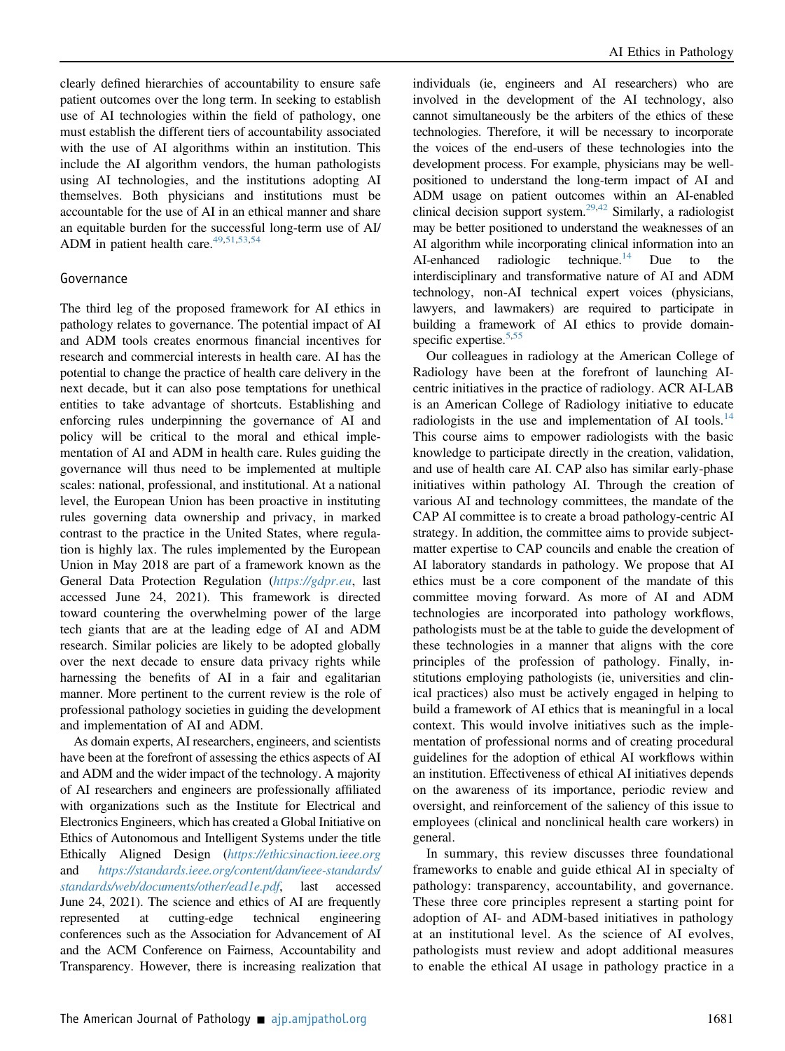clearly defined hierarchies of accountability to ensure safe patient outcomes over the long term. In seeking to establish use of AI technologies within the field of pathology, one must establish the different tiers of accountability associated with the use of AI algorithms within an institution. This include the AI algorithm vendors, the human pathologists using AI technologies, and the institutions adopting AI themselves. Both physicians and institutions must be accountable for the use of AI in an ethical manner and share an equitable burden for the successful long-term use of AI/ADM in patient health care.[49,51,53,54]

## Governance

The third leg of the proposed framework for AI ethics in pathology relates to governance. The potential impact of AI and ADM tools creates enormous financial incentives for research and commercial interests in health care. AI has the potential to change the practice of health care delivery in the next decade, but it can also pose temptations for unethical entities to take advantage of shortcuts. Establishing and enforcing rules underpinning the governance of AI and policy will be critical to the moral and ethical implementation of AI and ADM in health care. Rules guiding the governance will thus need to be implemented at multiple scales: national, professional, and institutional. At a national level, the European Union has been proactive in instituting rules governing data ownership and privacy, in marked contrast to the practice in the United States, where regulation is highly lax. The rules implemented by the European Union in May 2018 are part of a framework known as the General Data Protection Regulation (*https://gdpr.eu*, last accessed June 24, 2021). This framework is directed toward countering the overwhelming power of the large tech giants that are at the leading edge of AI and ADM research. Similar policies are likely to be adopted globally over the next decade to ensure data privacy rights while harnessing the benefits of AI in a fair and egalitarian manner. More pertinent to the current review is the role of professional pathology societies in guiding the development and implementation of AI and ADM.

As domain experts, AI researchers, engineers, and scientists have been at the forefront of assessing the ethics aspects of AI and ADM and the wider impact of the technology. A majority of AI researchers and engineers are professionally affiliated with organizations such as the Institute for Electrical and Electronics Engineers, which has created a Global Initiative on Ethics of Autonomous and Intelligent Systems under the title Ethically Aligned Design (*https://ethicsinaction.ieee.org* and *https://standards.ieee.org/content/dam/ieee-standards/standards/web/documents/other/ead1e.pdf*, last accessed June 24, 2021). The science and ethics of AI are frequently represented at cutting-edge technical engineering conferences such as the Association for Advancement of AI and the ACM Conference on Fairness, Accountability and Transparency. However, there is increasing realization that individuals (ie, engineers and AI researchers) who are involved in the development of the AI technology, also cannot simultaneously be the arbiters of the ethics of these technologies. Therefore, it will be necessary to incorporate the voices of the end-users of these technologies into the development process. For example, physicians may be well-positioned to understand the long-term impact of AI and ADM usage on patient outcomes within an AI-enabled clinical decision support system.[29,42] Similarly, a radiologist may be better positioned to understand the weaknesses of an AI algorithm while incorporating clinical information into an AI-enhanced radiologic technique.[14] Due to the interdisciplinary and transformative nature of AI and ADM technology, non-AI technical expert voices (physicians, lawyers, and lawmakers) are required to participate in building a framework of AI ethics to provide domain-specific expertise.[5,55]

Our colleagues in radiology at the American College of Radiology have been at the forefront of launching AI-centric initiatives in the practice of radiology. ACR AI-LAB is an American College of Radiology initiative to educate radiologists in the use and implementation of AI tools.[14] This course aims to empower radiologists with the basic knowledge to participate directly in the creation, validation, and use of health care AI. CAP also has similar early-phase initiatives within pathology AI. Through the creation of various AI and technology committees, the mandate of the CAP AI committee is to create a broad pathology-centric AI strategy. In addition, the committee aims to provide subject-matter expertise to CAP councils and enable the creation of AI laboratory standards in pathology. We propose that AI ethics must be a core component of the mandate of this committee moving forward. As more of AI and ADM technologies are incorporated into pathology workflows, pathologists must be at the table to guide the development of these technologies in a manner that aligns with the core principles of the profession of pathology. Finally, institutions employing pathologists (ie, universities and clinical practices) also must be actively engaged in helping to build a framework of AI ethics that is meaningful in a local context. This would involve initiatives such as the implementation of professional norms and of creating procedural guidelines for the adoption of ethical AI workflows within an institution. Effectiveness of ethical AI initiatives depends on the awareness of its importance, periodic review and oversight, and reinforcement of the saliency of this issue to employees (clinical and nonclinical health care workers) in general.

In summary, this review discusses three foundational frameworks to enable and guide ethical AI in specialty of pathology: transparency, accountability, and governance. These three core principles represent a starting point for adoption of AI- and ADM-based initiatives in pathology at an institutional level. As the science of AI evolves, pathologists must review and adopt additional measures to enable the ethical AI usage in pathology practice in a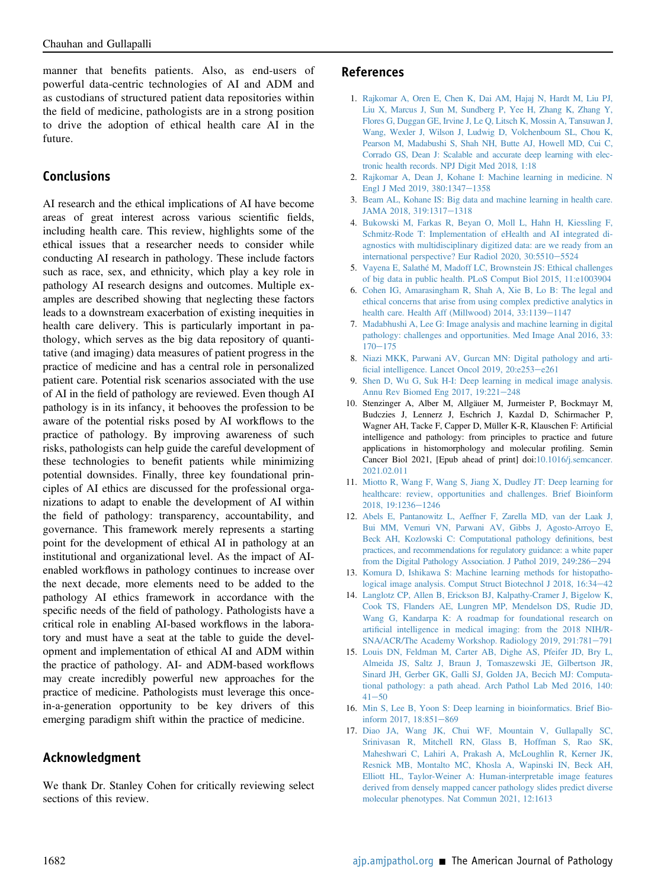manner that benefits patients. Also, as end-users of powerful data-centric technologies of AI and ADM and as custodians of structured patient data repositories within the field of medicine, pathologists are in a strong position to drive the adoption of ethical health care AI in the future.

## Conclusions

AI research and the ethical implications of AI have become areas of great interest across various scientific fields, including health care. This review, highlights some of the ethical issues that a researcher needs to consider while conducting AI research in pathology. These include factors such as race, sex, and ethnicity, which play a key role in pathology AI research designs and outcomes. Multiple examples are described showing that neglecting these factors leads to a downstream exacerbation of existing inequities in health care delivery. This is particularly important in pathology, which serves as the big data repository of quantitative (and imaging) data measures of patient progress in the practice of medicine and has a central role in personalized patient care. Potential risk scenarios associated with the use of AI in the field of pathology are reviewed. Even though AI pathology is in its infancy, it behooves the profession to be aware of the potential risks posed by AI workflows to the practice of pathology. By improving awareness of such risks, pathologists can help guide the careful development of these technologies to benefit patients while minimizing potential downsides. Finally, three key foundational principles of AI ethics are discussed for the professional organizations to adapt to enable the development of AI within the field of pathology: transparency, accountability, and governance. This framework merely represents a starting point for the development of ethical AI in pathology at an institutional and organizational level. As the impact of AI-enabled workflows in pathology continues to increase over the next decade, more elements need to be added to the pathology AI ethics framework in accordance with the specific needs of the field of pathology. Pathologists have a critical role in enabling AI-based workflows in the laboratory and must have a seat at the table to guide the development and implementation of ethical AI and ADM within the practice of pathology. AI- and ADM-based workflows may create incredibly powerful new approaches for the practice of medicine. Pathologists must leverage this once-in-a-generation opportunity to be key drivers of this emerging paradigm shift within the practice of medicine.

## Acknowledgment

We thank Dr. Stanley Cohen for critically reviewing select sections of this review.

## References

1. Rajkomar A, Oren E, Chen K, Dai AM, Hajaj N, Hardt M, Liu PJ, Liu X, Marcus J, Sun M, Sundberg P, Yee H, Zhang K, Zhang Y, Flores G, Duggan GE, Irvine J, Le Q, Litsch K, Mossin A, Tansuwan J, Wang, Wexler J, Wilson J, Ludwig D, Volchenboum SL, Chou K, Pearson M, Madabushi S, Shah NH, Butte AJ, Howell MD, Cui C, Corrado GS, Dean J: Scalable and accurate deep learning with electronic health records. NPJ Digit Med 2018, 1:18
2. Rajkomar A, Dean J, Kohane I: Machine learning in medicine. N Engl J Med 2019, 380:1347−1358
3. Beam AL, Kohane IS: Big data and machine learning in health care. JAMA 2018, 319:1317−1318
4. Bukowski M, Farkas R, Beyan O, Moll L, Hahn H, Kiessling F, Schmitz-Rode T: Implementation of eHealth and AI integrated diagnostics with multidisciplinary digitized data: are we ready from an international perspective? Eur Radiol 2020, 30:5510−5524
5. Vayena E, Salathé M, Madoff LC, Brownstein JS: Ethical challenges of big data in public health. PLoS Comput Biol 2015, 11:e1003904
6. Cohen IG, Amarasingham R, Shah A, Xie B, Lo B: The legal and ethical concerns that arise from using complex predictive analytics in health care. Health Aff (Millwood) 2014, 33:1139−1147
7. Madabhushi A, Lee G: Image analysis and machine learning in digital pathology: challenges and opportunities. Med Image Anal 2016, 33:170−175
8. Niazi MKK, Parwani AV, Gurcan MN: Digital pathology and artificial intelligence. Lancet Oncol 2019, 20:e253−e261
9. Shen D, Wu G, Suk H-I: Deep learning in medical image analysis. Annu Rev Biomed Eng 2017, 19:221−248
10. Stenzinger A, Alber M, Allgäuer M, Jurmeister P, Bockmayr M, Budczies J, Lennerz J, Eschrich J, Kazdal D, Schirmacher P, Wagner AH, Tacke F, Capper D, Müller K-R, Klauschen F: Artificial intelligence and pathology: from principles to practice and future applications in histomorphology and molecular profiling. Semin Cancer Biol 2021, [Epub ahead of print] doi:10.1016/j.semcancer.2021.02.011
11. Miotto R, Wang F, Wang S, Jiang X, Dudley JT: Deep learning for healthcare: review, opportunities and challenges. Brief Bioinform 2018, 19:1236−1246
12. Abels E, Pantanowitz L, Aeffner F, Zarella MD, van der Laak J, Bui MM, Vemuri VN, Parwani AV, Gibbs J, Agosto-Arroyo E, Beck AH, Kozlowski C: Computational pathology definitions, best practices, and recommendations for regulatory guidance: a white paper from the Digital Pathology Association. J Pathol 2019, 249:286−294
13. Komura D, Ishikawa S: Machine learning methods for histopathological image analysis. Comput Struct Biotechnol J 2018, 16:34−42
14. Langlotz CP, Allen B, Erickson BJ, Kalpathy-Cramer J, Bigelow K, Cook TS, Flanders AE, Lungren MP, Mendelson DS, Rudie JD, Wang G, Kandarpa K: A roadmap for foundational research on artificial intelligence in medical imaging: from the 2018 NIH/RSNA/ACR/The Academy Workshop. Radiology 2019, 291:781−791
15. Louis DN, Feldman M, Carter AB, Dighe AS, Pfeifer JD, Bry L, Almeida JS, Saltz J, Braun J, Tomaszewski JE, Gilbertson JR, Sinard JH, Gerber GK, Galli SJ, Golden JA, Becich MJ: Computational pathology: a path ahead. Arch Pathol Lab Med 2016, 140:41−50
16. Min S, Lee B, Yoon S: Deep learning in bioinformatics. Brief Bioinform 2017, 18:851−869
17. Diao JA, Wang JK, Chui WF, Mountain V, Gullapally SC, Srinivasan R, Mitchell RN, Glass B, Hoffman S, Rao SK, Maheshwari C, Lahiri A, Prakash A, McLoughlin R, Kerner JK, Resnick MB, Montalto MC, Khosla A, Wapinski IN, Beck AH, Elliott HL, Taylor-Weiner A: Human-interpretable image features derived from densely mapped cancer pathology slides predict diverse molecular phenotypes. Nat Commun 2021, 12:1613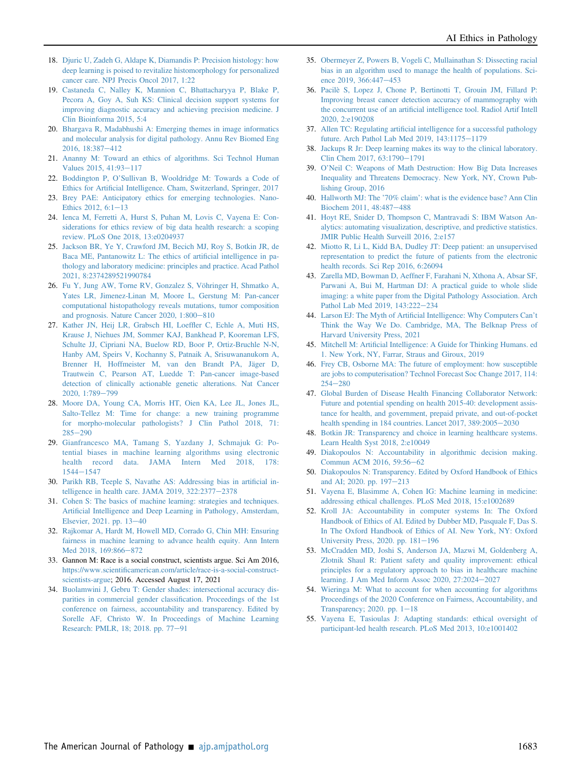18. Djuric U, Zadeh G, Aldape K, Diamandis P: Precision histology: how deep learning is poised to revitalize histomorphology for personalized cancer care. NPJ Precis Oncol 2017, 1:22
19. Castaneda C, Nalley K, Mannion C, Bhattacharyya P, Blake P, Pecora A, Goy A, Suh KS: Clinical decision support systems for improving diagnostic accuracy and achieving precision medicine. J Clin Bioinforma 2015, 5:4
20. Bhargava R, Madabhushi A: Emerging themes in image informatics and molecular analysis for digital pathology. Annu Rev Biomed Eng 2016, 18:387−412
21. Ananny M: Toward an ethics of algorithms. Sci Technol Human Values 2015, 41:93−117
22. Boddington P, O'Sullivan B, Wooldridge M: Towards a Code of Ethics for Artificial Intelligence. Cham, Switzerland, Springer, 2017
23. Brey PAE: Anticipatory ethics for emerging technologies. Nano-Ethics 2012, 6:1−13
24. Ienca M, Ferretti A, Hurst S, Puhan M, Lovis C, Vayena E: Considerations for ethics review of big data health research: a scoping review. PLoS One 2018, 13:e0204937
25. Jackson BR, Ye Y, Crawford JM, Becich MJ, Roy S, Botkin JR, de Baca ME, Pantanowitz L: The ethics of artificial intelligence in pathology and laboratory medicine: principles and practice. Acad Pathol 2021, 8:2374289521990784
26. Fu Y, Jung AW, Torne RV, Gonzalez S, Vöhringer H, Shmatko A, Yates LR, Jimenez-Linan M, Moore L, Gerstung M: Pan-cancer computational histopathology reveals mutations, tumor composition and prognosis. Nature Cancer 2020, 1:800−810
27. Kather JN, Heij LR, Grabsch HI, Loeffler C, Echle A, Muti HS, Krause J, Niehues JM, Sommer KAJ, Bankhead P, Kooreman LFS, Schulte JJ, Cipriani NA, Buelow RD, Boor P, Ortiz-Bruchle N-N, Hanby AM, Speirs V, Kochanny S, Patnaik A, Srisuwananukorn A, Brenner H, Hoffmeister M, van den Brandt PA, Jäger D, Trautwein C, Pearson AT, Luedde T: Pan-cancer image-based detection of clinically actionable genetic alterations. Nat Cancer 2020, 1:789−799
28. Moore DA, Young CA, Morris HT, Oien KA, Lee JL, Jones JL, Salto-Tellez M: Time for change: a new training programme for morpho-molecular pathologists? J Clin Pathol 2018, 71: 285−290
29. Gianfrancesco MA, Tamang S, Yazdany J, Schmajuk G: Potential biases in machine learning algorithms using electronic health record data. JAMA Intern Med 2018, 178: 1544−1547
30. Parikh RB, Teeple S, Navathe AS: Addressing bias in artificial intelligence in health care. JAMA 2019, 322:2377−2378
31. Cohen S: The basics of machine learning: strategies and techniques. Artificial Intelligence and Deep Learning in Pathology, Amsterdam, Elsevier, 2021. pp. 13−40
32. Rajkomar A, Hardt M, Howell MD, Corrado G, Chin MH: Ensuring fairness in machine learning to advance health equity. Ann Intern Med 2018, 169:866−872
33. Gannon M: Race is a social construct, scientists argue. Sci Am 2016, https://www.scientificamerican.com/article/race-is-a-social-construct-scientists-argue; 2016. Accessed August 17, 2021
34. Buolamwini J, Gebru T: Gender shades: intersectional accuracy disparities in commercial gender classification. Proceedings of the 1st conference on fairness, accountability and transparency. Edited by Sorelle AF, Christo W. In Proceedings of Machine Learning Research: PMLR, 18; 2018. pp. 77−91
35. Obermeyer Z, Powers B, Vogeli C, Mullainathan S: Dissecting racial bias in an algorithm used to manage the health of populations. Science 2019, 366:447−453
36. Pacilè S, Lopez J, Chone P, Bertinotti T, Grouin JM, Fillard P: Improving breast cancer detection accuracy of mammography with the concurrent use of an artificial intelligence tool. Radiol Artif Intell 2020, 2:e190208
37. Allen TC: Regulating artificial intelligence for a successful pathology future. Arch Pathol Lab Med 2019, 143:1175−1179
38. Jackups R Jr: Deep learning makes its way to the clinical laboratory. Clin Chem 2017, 63:1790−1791
39. O'Neil C: Weapons of Math Destruction: How Big Data Increases Inequality and Threatens Democracy. New York, NY, Crown Publishing Group, 2016
40. Hallworth MJ: The '70% claim': what is the evidence base? Ann Clin Biochem 2011, 48:487−488
41. Hoyt RE, Snider D, Thompson C, Mantravadi S: IBM Watson Analytics: automating visualization, descriptive, and predictive statistics. JMIR Public Health Surveill 2016, 2:e157
42. Miotto R, Li L, Kidd BA, Dudley JT: Deep patient: an unsupervised representation to predict the future of patients from the electronic health records. Sci Rep 2016, 6:26094
43. Zarella MD, Bowman D, Aeffner F, Farahani N, Xthona A, Absar SF, Parwani A, Bui M, Hartman DJ: A practical guide to whole slide imaging: a white paper from the Digital Pathology Association. Arch Pathol Lab Med 2019, 143:222−234
44. Larson EJ: The Myth of Artificial Intelligence: Why Computers Can't Think the Way We Do. Cambridge, MA, The Belknap Press of Harvard University Press, 2021
45. Mitchell M: Artificial Intelligence: A Guide for Thinking Humans. ed 1. New York, NY, Farrar, Straus and Giroux, 2019
46. Frey CB, Osborne MA: The future of employment: how susceptible are jobs to computerisation? Technol Forecast Soc Change 2017, 114: 254−280
47. Global Burden of Disease Health Financing Collaborator Network: Future and potential spending on health 2015-40: development assistance for health, and government, prepaid private, and out-of-pocket health spending in 184 countries. Lancet 2017, 389:2005−2030
48. Botkin JR: Transparency and choice in learning healthcare systems. Learn Health Syst 2018, 2:e10049
49. Diakopoulos N: Accountability in algorithmic decision making. Commun ACM 2016, 59:56−62
50. Diakopoulos N: Transparency. Edited by Oxford Handbook of Ethics and AI; 2020. pp. 197−213
51. Vayena E, Blasimme A, Cohen IG: Machine learning in medicine: addressing ethical challenges. PLoS Med 2018, 15:e1002689
52. Kroll JA: Accountability in computer systems In: The Oxford Handbook of Ethics of AI. Edited by Dubber MD, Pasquale F, Das S. In The Oxford Handbook of Ethics of AI. New York, NY: Oxford University Press, 2020. pp. 181−196
53. McCradden MD, Joshi S, Anderson JA, Mazwi M, Goldenberg A, Zlotnik Shaul R: Patient safety and quality improvement: ethical principles for a regulatory approach to bias in healthcare machine learning. J Am Med Inform Assoc 2020, 27:2024−2027
54. Wieringa M: What to account for when accounting for algorithms Proceedings of the 2020 Conference on Fairness, Accountability, and Transparency; 2020. pp. 1−18
55. Vayena E, Tasioulas J: Adapting standards: ethical oversight of participant-led health research. PLoS Med 2013, 10:e1001402